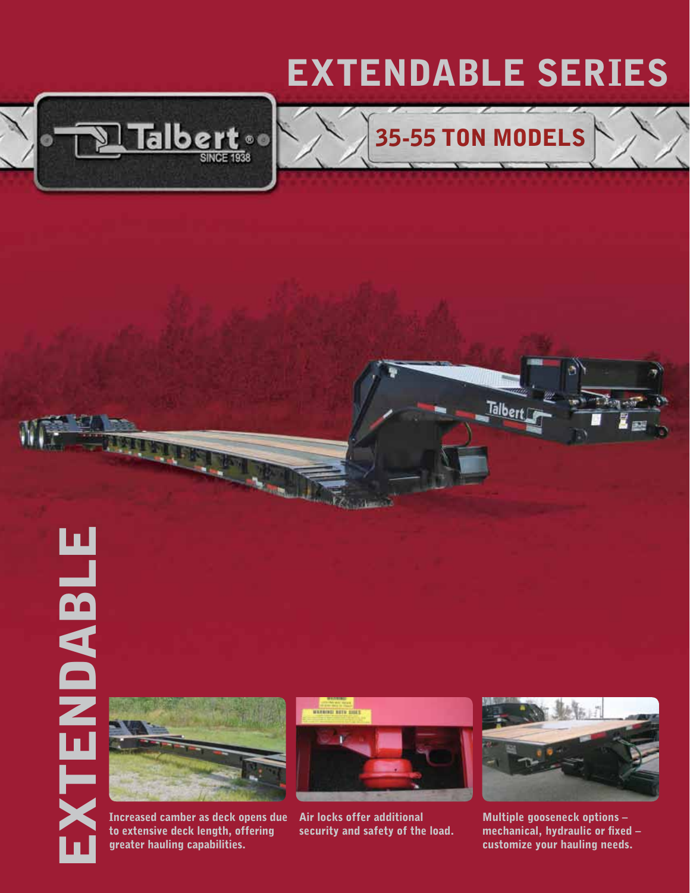# EXTENDABLE SERIES

Talbert® SINCE 1938

## 35-55 TON MODELS

EXTENDABLE

**Increased camber as deck opens due to extensive deck length, offering greater hauling capabilities.**

**Air locks offer additional security and safety of the load.**

**Multiple gooseneck options – mechanical, hydraulic or fixed – customize your hauling needs.**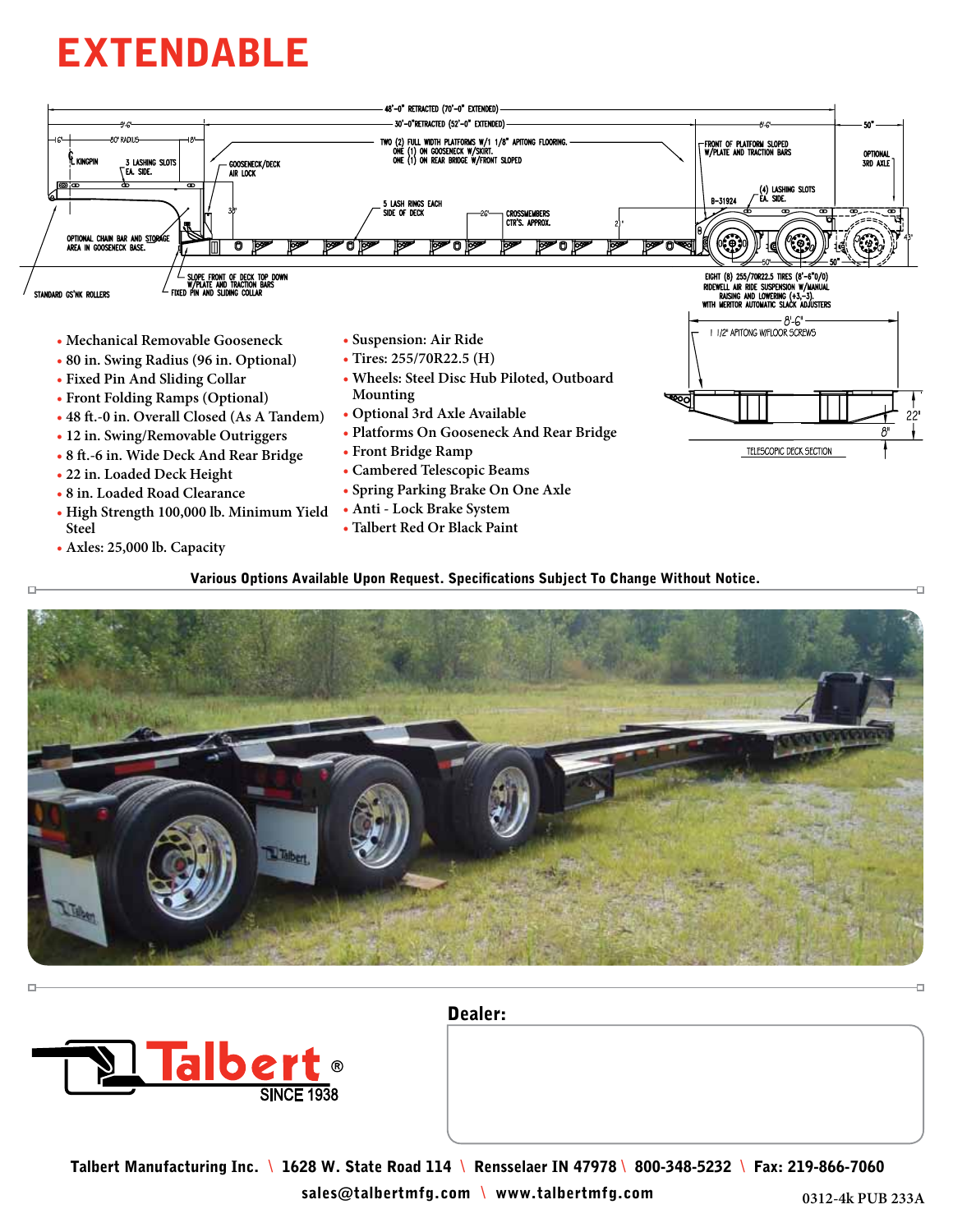# EXTENDABLE

48'-0" RETRACTED (70'-0" EXTENDED)

30'-0" RETRACTED (52'-0" EXTENDED)

8'-6"

16"

80" RADIUS

18"

KINGPIN

3 LASHING SLOTS EA. SIDE.

GOOSENECK/DECK AIR LOCK

TWO (2) FULL WIDTH PLATFORMS W/1 1/8" APITONG FLOORING. ONE (1) ON GOOSENECK W/SKIRT. ONE (1) ON REAR BRIDGE W/FRONT SLOPED

FRONT OF PLATFORM SLOPED W/PLATE AND TRACTION BARS

8'-6"

50"

OPTIONAL 3RD AXLE

(4) LASHING SLOTS EA. SIDE.

B-31924

5 LASH RINGS EACH SIDE OF DECK

26"

CROSSMEMBERS CTR'S. APPROX.

38"

21"

43"

50"

50"

OPTIONAL CHAIN BAR AND STORAGE AREA IN GOOSENECK BASE.

STANDARD GS'NK ROLLERS

SLOPE FRONT OF DECK TOP DOWN W/PLATE AND TRACTION BARS

FIXED PIN AND SLIDING COLLAR

EIGHT (8) 255/70R22.5 TIRES (8'-6"O/O) RIDEWELL AIR RIDE SUSPENSION W/MANUAL RAISING AND LOWERING (+3,-3). WITH MERITOR AUTOMATIC SLACK ADJUSTERS

- Mechanical Removable Gooseneck
- 80 in. Swing Radius (96 in. Optional)
- Fixed Pin And Sliding Collar
- Front Folding Ramps (Optional)
- 48 ft.-0 in. Overall Closed (As A Tandem)
- 12 in. Swing/Removable Outriggers
- 8 ft.-6 in. Wide Deck And Rear Bridge
- 22 in. Loaded Deck Height
- 8 in. Loaded Road Clearance
- High Strength 100,000 lb. Minimum Yield Steel
- Axles: 25,000 lb. Capacity
- Suspension: Air Ride
- Tires: 255/70R22.5 (H)
- Wheels: Steel Disc Hub Piloted, Outboard Mounting
- Optional 3rd Axle Available
- Platforms On Gooseneck And Rear Bridge
- Front Bridge Ramp
- Cambered Telescopic Beams
- Spring Parking Brake On One Axle
- Anti - Lock Brake System
- Talbert Red Or Black Paint

8'-6"

1 1/2" APITONG W/FLOOR SCREWS

22"

8"

TELESCOPIC DECK SECTION

**Various Options Available Upon Request. Specifications Subject To Change Without Notice.**

Talbert® SINCE 1938

**Dealer:**

**Talbert Manufacturing Inc. \ 1628 W. State Road 114 \ Rensselaer IN 47978 \ 800-348-5232 \ Fax: 219-866-7060**

**sales@talbertmfg.com \ www.talbertmfg.com**

0312-4k PUB 233A